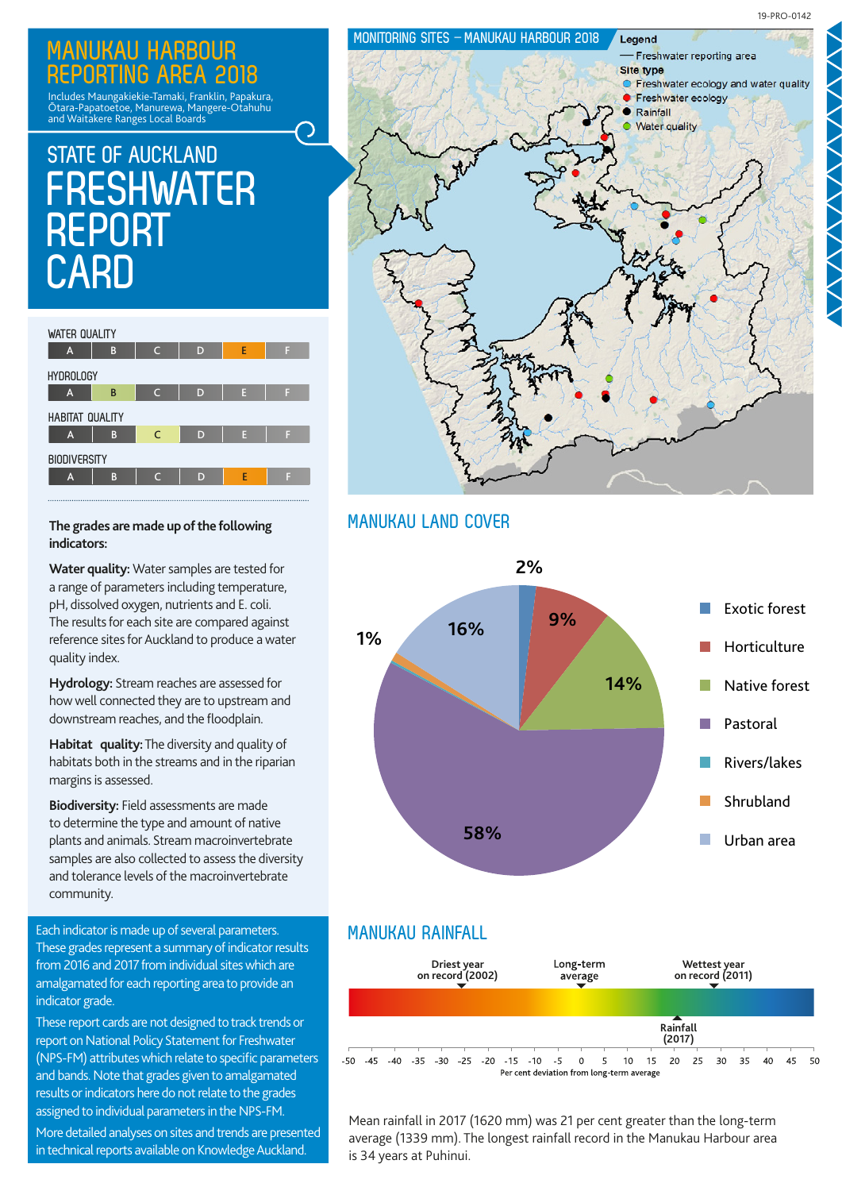# MANUKAU HARBOUR REPORTING AREA 2018

Includes Maungakiekie-Tamaki, Franklin, Papakura, Ōtara-Papatoetoe, Manurewa, Mangere-Otahuhu and Waitakere Ranges Local Boards

## STATE OF AUCKLAND FRESHWATER REPORT CARD

**WATER QUALITY**

| A | B | C | D | **E** | F |
|---|---|---|---|---|---|

Grade: E

**HYDROLOGY**

| A | **B** | C | D | E | F |
|---|---|---|---|---|---|

Grade: B

**HABITAT QUALITY**

| A | B | **C** | D | E | F |
|---|---|---|---|---|---|

Grade: C

**BIODIVERSITY**

| A | B | C | D | **E** | F |
|---|---|---|---|---|---|

Grade: E

**The grades are made up of the following indicators:**

**Water quality:** Water samples are tested for a range of parameters including temperature, pH, dissolved oxygen, nutrients and E. coli. The results for each site are compared against reference sites for Auckland to produce a water quality index.

**Hydrology:** Stream reaches are assessed for how well connected they are to upstream and downstream reaches, and the floodplain.

**Habitat quality:** The diversity and quality of habitats both in the streams and in the riparian margins is assessed.

**Biodiversity:** Field assessments are made to determine the type and amount of native plants and animals. Stream macroinvertebrate samples are also collected to assess the diversity and tolerance levels of the macroinvertebrate community.

Each indicator is made up of several parameters. These grades represent a summary of indicator results from 2016 and 2017 from individual sites which are amalgamated for each reporting area to provide an indicator grade.

These report cards are not designed to track trends or report on National Policy Statement for Freshwater (NPS-FM) attributes which relate to specific parameters and bands. Note that grades given to amalgamated results or indicators here do not relate to the grades assigned to individual parameters in the NPS-FM.

More detailed analyses on sites and trends are presented in technical reports available on Knowledge Auckland.

## MONITORING SITES – MANUKAU HARBOUR 2018

Legend
- Freshwater reporting area
- Site type
  - Freshwater ecology and water quality
  - Freshwater ecology
  - Rainfall
  - Water quality

## MANUKAU LAND COVER

| Land cover | Percentage |
|---|---|
| Exotic forest | 2% |
| Horticulture | 9% |
| Native forest | 14% |
| Pastoral | 58% |
| Rivers/lakes | |
| Shrubland | 1% |
| Urban area | 16% |

## MANUKAU RAINFALL

Per cent deviation from long-term average (scale -50 to 50):
- Driest year on record (2002): approx. -26
- Long-term average: 0
- Wettest year on record (2011): approx. 29
- Rainfall (2017): approx. 21

Mean rainfall in 2017 (1620 mm) was 21 per cent greater than the long-term average (1339 mm). The longest rainfall record in the Manukau Harbour area is 34 years at Puhinui.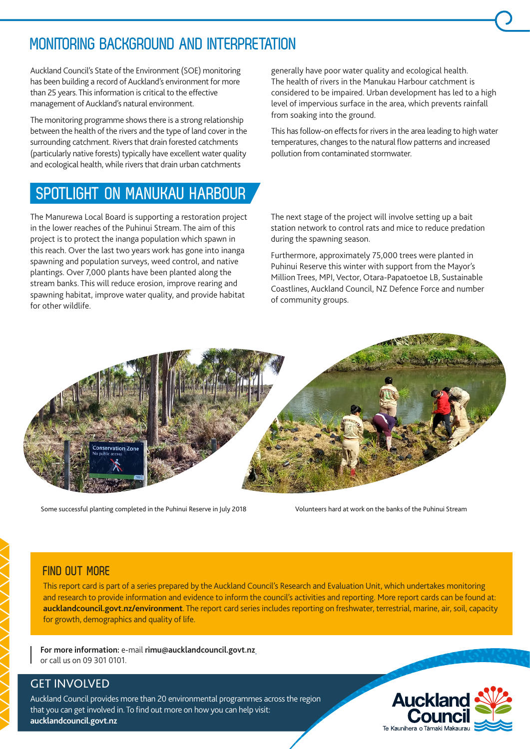## MONITORING BACKGROUND AND INTERPRETATION

Auckland Council's State of the Environment (SOE) monitoring has been building a record of Auckland's environment for more than 25 years. This information is critical to the effective management of Auckland's natural environment.

The monitoring programme shows there is a strong relationship between the health of the rivers and the type of land cover in the surrounding catchment. Rivers that drain forested catchments (particularly native forests) typically have excellent water quality and ecological health, while rivers that drain urban catchments generally have poor water quality and ecological health. The health of rivers in the Manukau Harbour catchment is considered to be impaired. Urban development has led to a high level of impervious surface in the area, which prevents rainfall from soaking into the ground.

This has follow-on effects for rivers in the area leading to high water temperatures, changes to the natural flow patterns and increased pollution from contaminated stormwater.

## SPOTLIGHT ON MANUKAU HARBOUR

The Manurewa Local Board is supporting a restoration project in the lower reaches of the Puhinui Stream. The aim of this project is to protect the inanga population which spawn in this reach. Over the last two years work has gone into inanga spawning and population surveys, weed control, and native plantings. Over 7,000 plants have been planted along the stream banks. This will reduce erosion, improve rearing and spawning habitat, improve water quality, and provide habitat for other wildlife.

The next stage of the project will involve setting up a bait station network to control rats and mice to reduce predation during the spawning season.

Furthermore, approximately 75,000 trees were planted in Puhinui Reserve this winter with support from the Mayor's Million Trees, MPI, Vector, Otara-Papatoetoe LB, Sustainable Coastlines, Auckland Council, NZ Defence Force and number of community groups.

Some successful planting completed in the Puhinui Reserve in July 2018

Volunteers hard at work on the banks of the Puhinui Stream

### FIND OUT MORE

This report card is part of a series prepared by the Auckland Council's Research and Evaluation Unit, which undertakes monitoring and research to provide information and evidence to inform the council's activities and reporting. More report cards can be found at: **aucklandcouncil.govt.nz/environment**. The report card series includes reporting on freshwater, terrestrial, marine, air, soil, capacity for growth, demographics and quality of life.

**For more information:** e-mail **rimu@aucklandcouncil.govt.nz** or call us on 09 301 0101.

### GET INVOLVED

Auckland Council provides more than 20 environmental programmes across the region that you can get involved in. To find out more on how you can help visit: **aucklandcouncil.govt.nz**

Auckland Council
Te Kaunihera o Tāmaki Makaurau